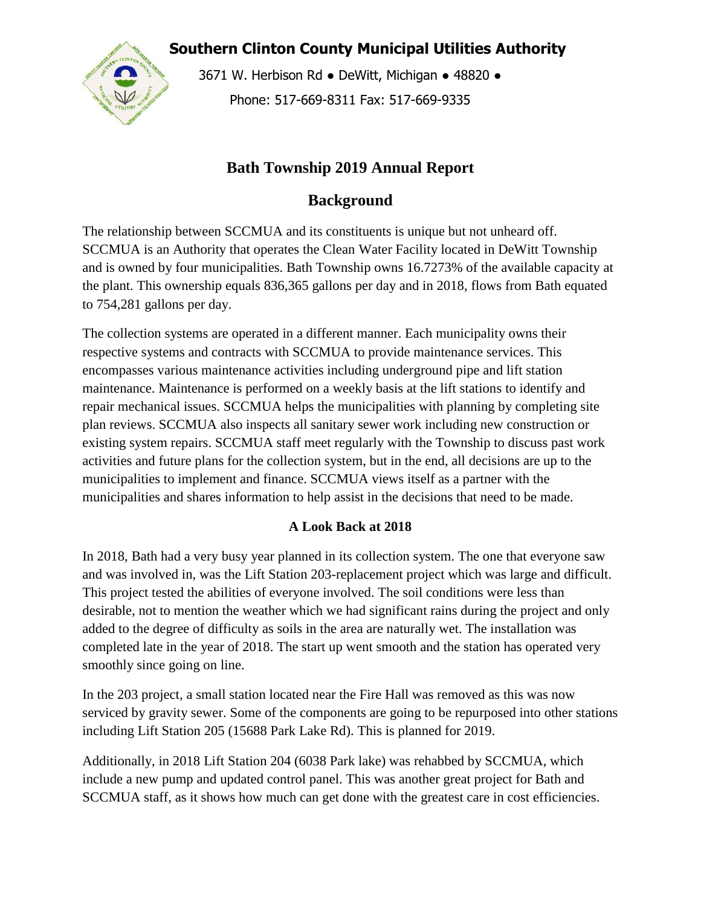# Southern Clinton County Municipal Utilities Authority

3671 W. Herbison Rd • DeWitt, Michigan • 48820 •

Phone: 517-669-8311 Fax: 517-669-9335

## Bath Township 2019 Annual Report

## Background

The relationship between SCCMUA and its constituents is unique but not unheard off. SCCMUA is an Authority that operates the Clean Water Facility located in DeWitt Township and is owned by four municipalities. Bath Township owns 16.7273% of the available capacity at the plant. This ownership equals 836,365 gallons per day and in 2018, flows from Bath equated to 754,281 gallons per day.

The collection systems are operated in a different manner. Each municipality owns their respective systems and contracts with SCCMUA to provide maintenance services. This encompasses various maintenance activities including underground pipe and lift station maintenance. Maintenance is performed on a weekly basis at the lift stations to identify and repair mechanical issues. SCCMUA helps the municipalities with planning by completing site plan reviews. SCCMUA also inspects all sanitary sewer work including new construction or existing system repairs. SCCMUA staff meet regularly with the Township to discuss past work activities and future plans for the collection system, but in the end, all decisions are up to the municipalities to implement and finance. SCCMUA views itself as a partner with the municipalities and shares information to help assist in the decisions that need to be made.

### A Look Back at 2018

In 2018, Bath had a very busy year planned in its collection system. The one that everyone saw and was involved in, was the Lift Station 203-replacement project which was large and difficult. This project tested the abilities of everyone involved. The soil conditions were less than desirable, not to mention the weather which we had significant rains during the project and only added to the degree of difficulty as soils in the area are naturally wet. The installation was completed late in the year of 2018. The start up went smooth and the station has operated very smoothly since going on line.

In the 203 project, a small station located near the Fire Hall was removed as this was now serviced by gravity sewer. Some of the components are going to be repurposed into other stations including Lift Station 205 (15688 Park Lake Rd). This is planned for 2019.

Additionally, in 2018 Lift Station 204 (6038 Park lake) was rehabbed by SCCMUA, which include a new pump and updated control panel. This was another great project for Bath and SCCMUA staff, as it shows how much can get done with the greatest care in cost efficiencies.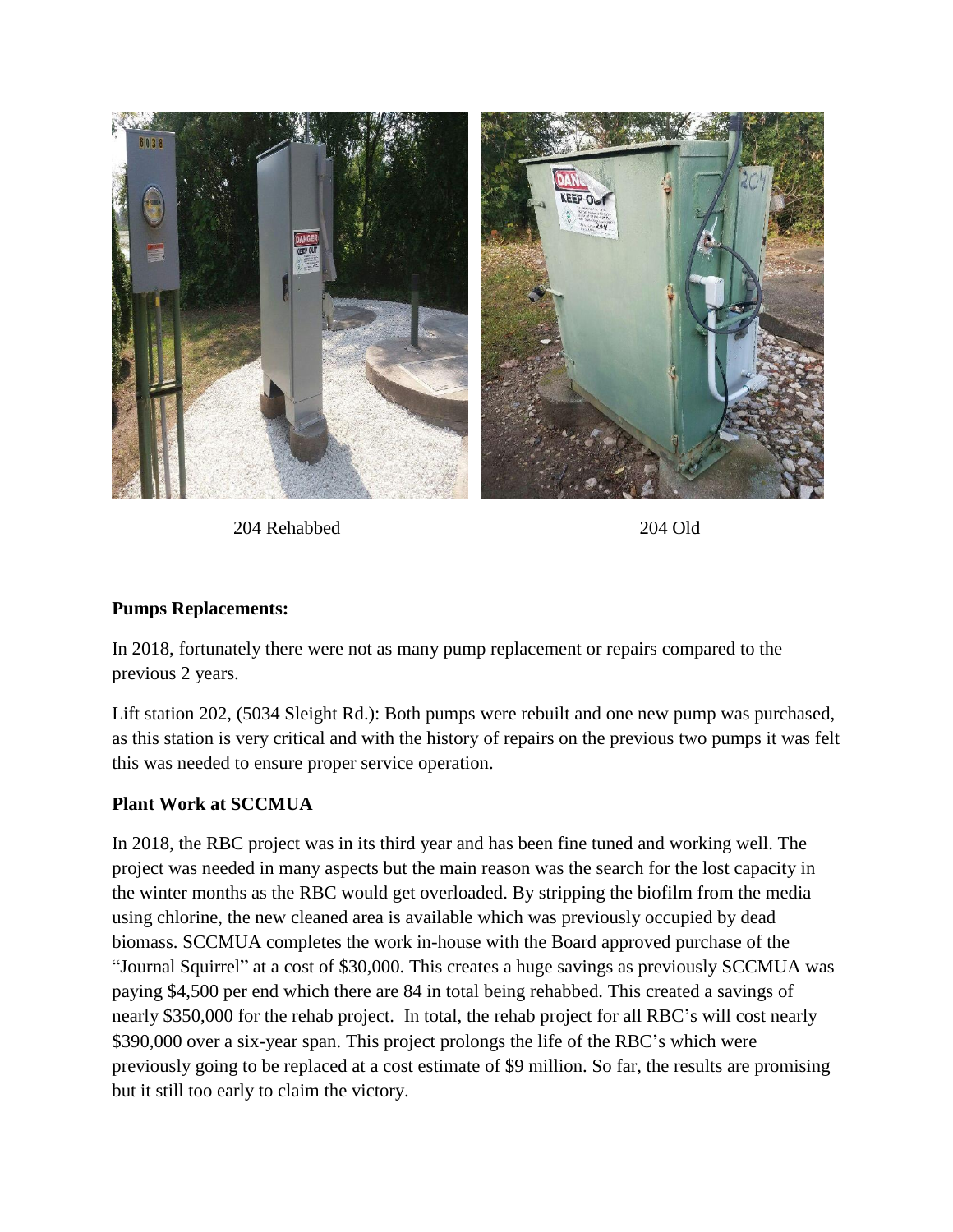204 Rehabbed 204 Old

**Pumps Replacements:**

In 2018, fortunately there were not as many pump replacement or repairs compared to the previous 2 years.

Lift station 202, (5034 Sleight Rd.): Both pumps were rebuilt and one new pump was purchased, as this station is very critical and with the history of repairs on the previous two pumps it was felt this was needed to ensure proper service operation.

**Plant Work at SCCMUA**

In 2018, the RBC project was in its third year and has been fine tuned and working well. The project was needed in many aspects but the main reason was the search for the lost capacity in the winter months as the RBC would get overloaded. By stripping the biofilm from the media using chlorine, the new cleaned area is available which was previously occupied by dead biomass. SCCMUA completes the work in-house with the Board approved purchase of the "Journal Squirrel" at a cost of $30,000. This creates a huge savings as previously SCCMUA was paying $4,500 per end which there are 84 in total being rehabbed. This created a savings of nearly $350,000 for the rehab project. In total, the rehab project for all RBC's will cost nearly $390,000 over a six-year span. This project prolongs the life of the RBC's which were previously going to be replaced at a cost estimate of $9 million. So far, the results are promising but it still too early to claim the victory.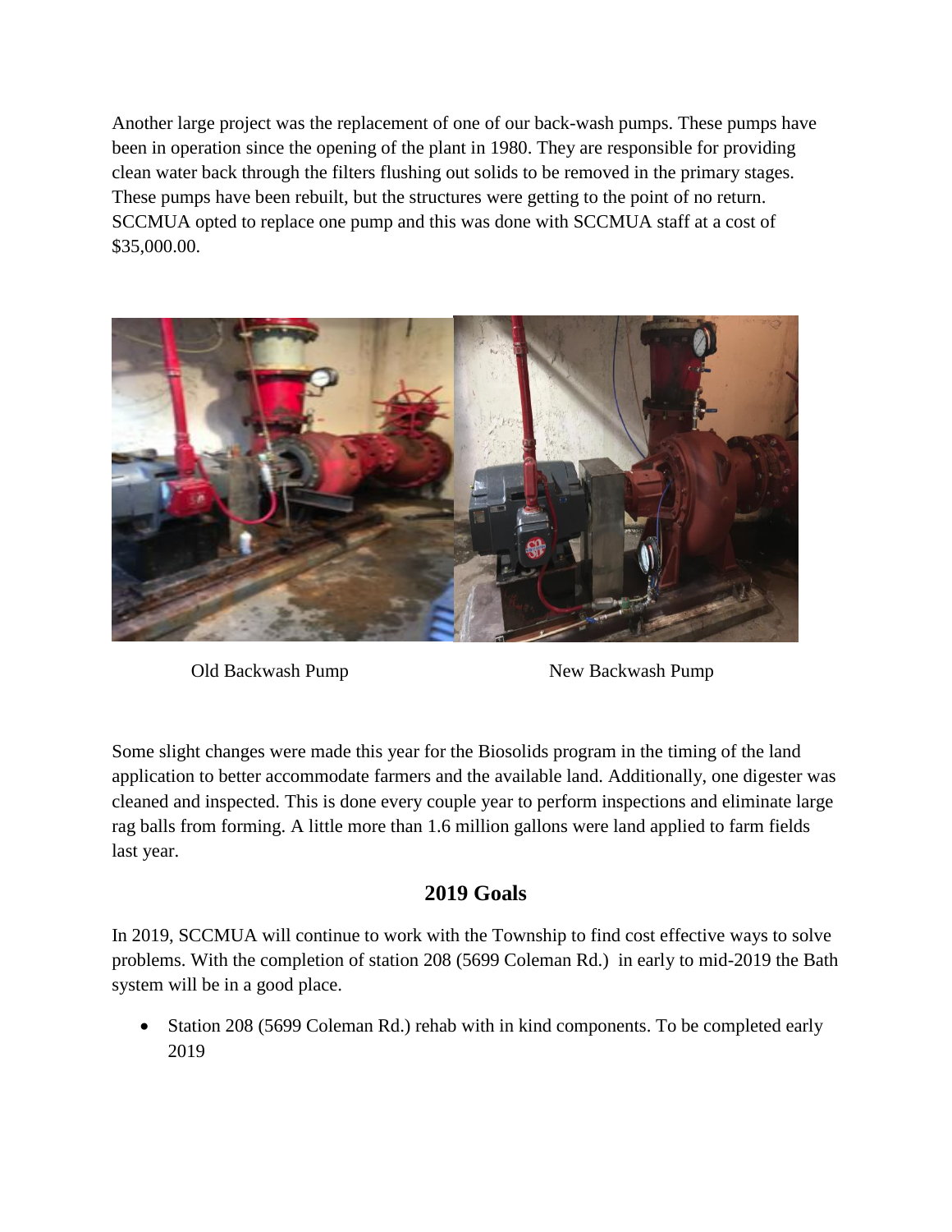Another large project was the replacement of one of our back-wash pumps. These pumps have been in operation since the opening of the plant in 1980. They are responsible for providing clean water back through the filters flushing out solids to be removed in the primary stages. These pumps have been rebuilt, but the structures were getting to the point of no return. SCCMUA opted to replace one pump and this was done with SCCMUA staff at a cost of $35,000.00.

Old Backwash Pump                New Backwash Pump

Some slight changes were made this year for the Biosolids program in the timing of the land application to better accommodate farmers and the available land. Additionally, one digester was cleaned and inspected. This is done every couple year to perform inspections and eliminate large rag balls from forming. A little more than 1.6 million gallons were land applied to farm fields last year.

## 2019 Goals

In 2019, SCCMUA will continue to work with the Township to find cost effective ways to solve problems. With the completion of station 208 (5699 Coleman Rd.) in early to mid-2019 the Bath system will be in a good place.

- Station 208 (5699 Coleman Rd.) rehab with in kind components. To be completed early 2019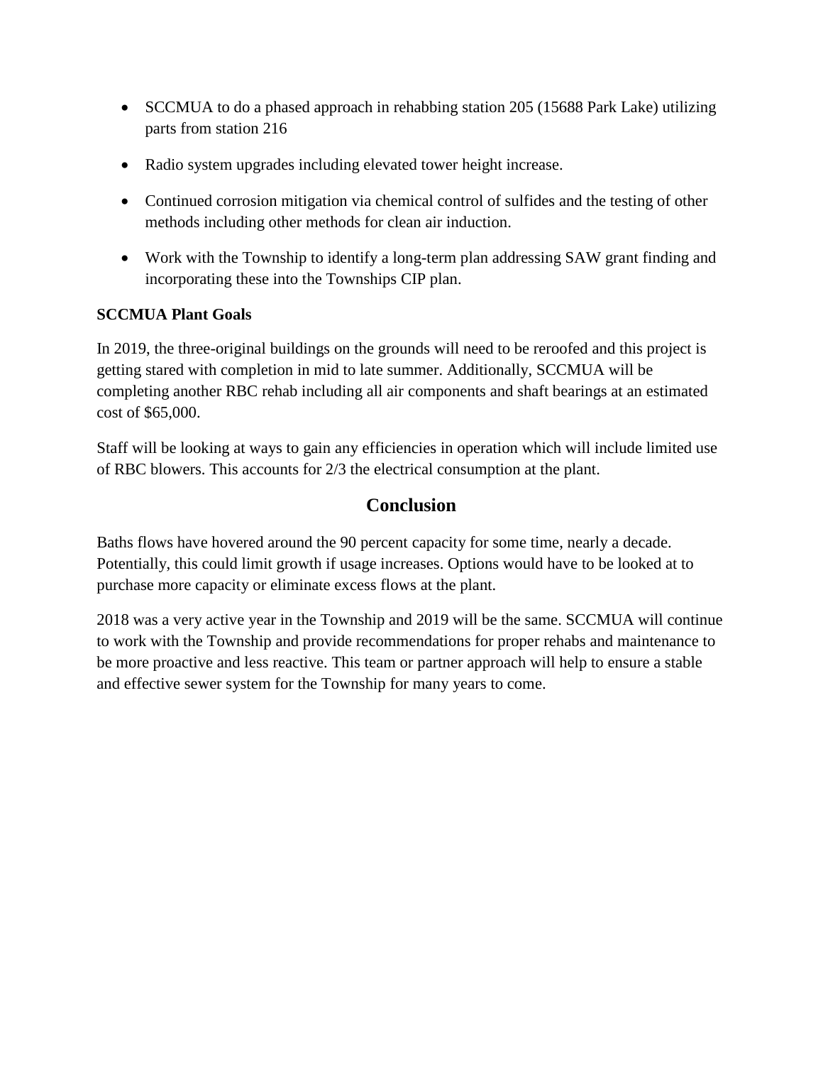- SCCMUA to do a phased approach in rehabbing station 205 (15688 Park Lake) utilizing parts from station 216
- Radio system upgrades including elevated tower height increase.
- Continued corrosion mitigation via chemical control of sulfides and the testing of other methods including other methods for clean air induction.
- Work with the Township to identify a long-term plan addressing SAW grant finding and incorporating these into the Townships CIP plan.

**SCCMUA Plant Goals**

In 2019, the three-original buildings on the grounds will need to be reroofed and this project is getting stared with completion in mid to late summer. Additionally, SCCMUA will be completing another RBC rehab including all air components and shaft bearings at an estimated cost of $65,000.

Staff will be looking at ways to gain any efficiencies in operation which will include limited use of RBC blowers. This accounts for 2/3 the electrical consumption at the plant.

## Conclusion

Baths flows have hovered around the 90 percent capacity for some time, nearly a decade. Potentially, this could limit growth if usage increases. Options would have to be looked at to purchase more capacity or eliminate excess flows at the plant.

2018 was a very active year in the Township and 2019 will be the same. SCCMUA will continue to work with the Township and provide recommendations for proper rehabs and maintenance to be more proactive and less reactive. This team or partner approach will help to ensure a stable and effective sewer system for the Township for many years to come.